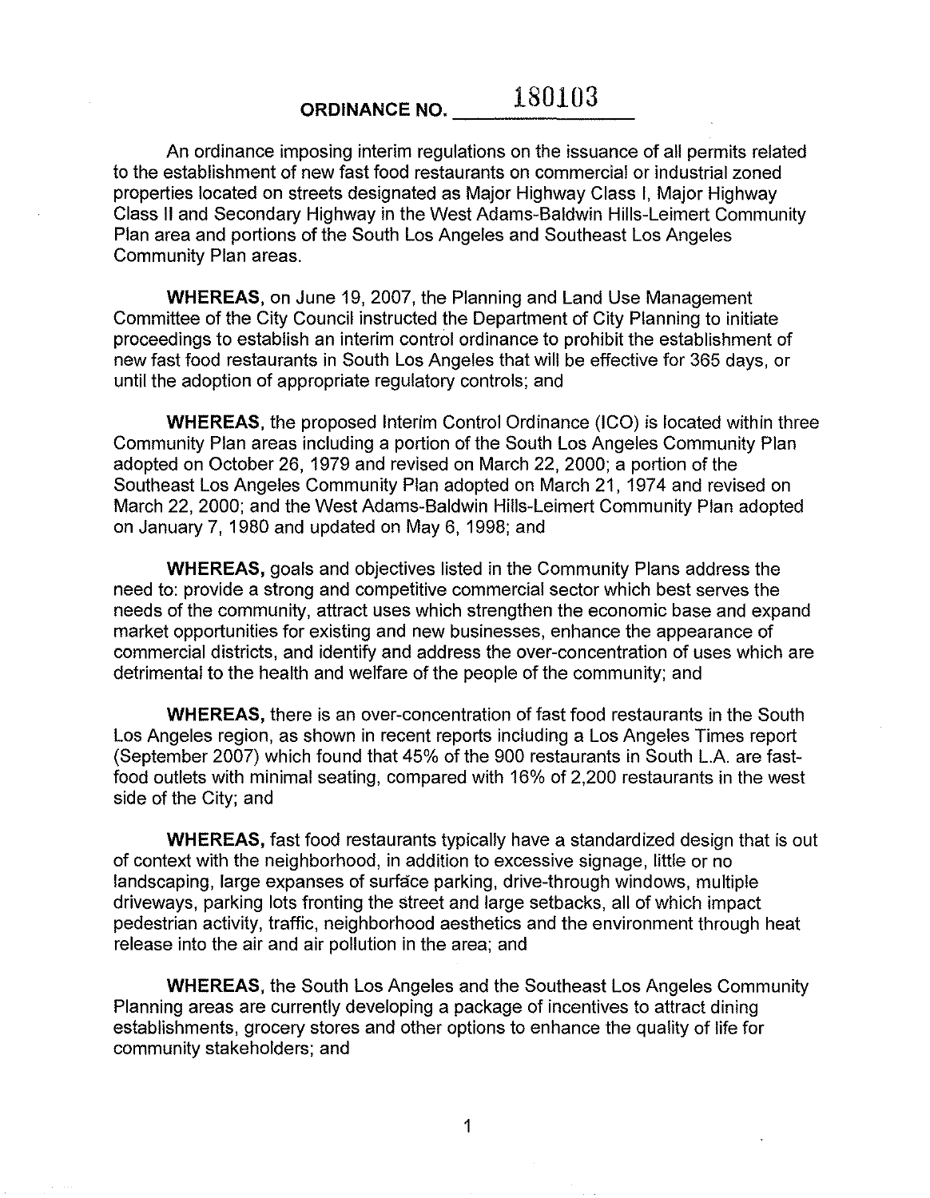# ORDINANCE NO. 180103

An ordinance imposing interim regulations on the issuance of all permits related to the establishment of new fast food restaurants on commercial or industrial zoned properties located on streets designated as Major Highway Class I, Major Highway Class II and Secondary Highway in the West Adams-Baldwin Hills-Leimert Community Plan area and portions of the South Los Angeles and Southeast Los Angeles Community Plan areas.

**WHEREAS**, on June 19, 2007, the Planning and Land Use Management Committee of the City Council instructed the Department of City Planning to initiate proceedings to establish an interim control ordinance to prohibit the establishment of new fast food restaurants in South Los Angeles that will be effective for 365 days, or until the adoption of appropriate regulatory controls; and

**WHEREAS**, the proposed Interim Control Ordinance (ICO) is located within three Community Plan areas including a portion of the South Los Angeles Community Plan adopted on October 26, 1979 and revised on March 22, 2000; a portion of the Southeast Los Angeles Community Plan adopted on March 21, 1974 and revised on March 22, 2000; and the West Adams-Baldwin Hills-Leimert Community Plan adopted on January 7, 1980 and updated on May 6, 1998; and

**WHEREAS,** goals and objectives listed in the Community Plans address the need to: provide a strong and competitive commercial sector which best serves the needs of the community, attract uses which strengthen the economic base and expand market opportunities for existing and new businesses, enhance the appearance of commercial districts, and identify and address the over-concentration of uses which are detrimental to the health and welfare of the people of the community; and

**WHEREAS,** there is an over-concentration of fast food restaurants in the South Los Angeles region, as shown in recent reports including a Los Angeles Times report (September 2007) which found that 45% of the 900 restaurants in South L.A. are fast-food outlets with minimal seating, compared with 16% of 2,200 restaurants in the west side of the City; and

**WHEREAS,** fast food restaurants typically have a standardized design that is out of context with the neighborhood, in addition to excessive signage, little or no landscaping, large expanses of surface parking, drive-through windows, multiple driveways, parking lots fronting the street and large setbacks, all of which impact pedestrian activity, traffic, neighborhood aesthetics and the environment through heat release into the air and air pollution in the area; and

**WHEREAS,** the South Los Angeles and the Southeast Los Angeles Community Planning areas are currently developing a package of incentives to attract dining establishments, grocery stores and other options to enhance the quality of life for community stakeholders; and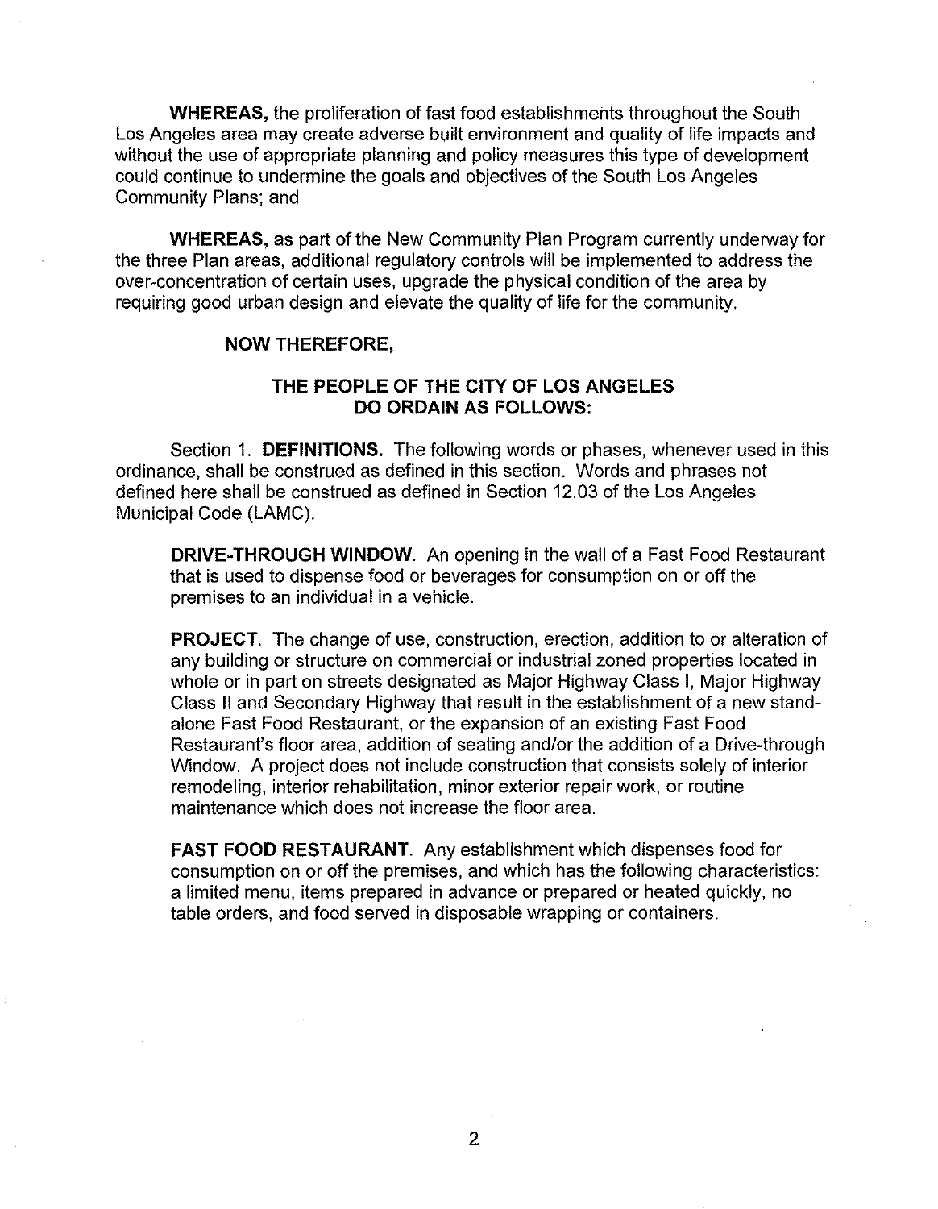**WHEREAS,** the proliferation of fast food establishments throughout the South Los Angeles area may create adverse built environment and quality of life impacts and without the use of appropriate planning and policy measures this type of development could continue to undermine the goals and objectives of the South Los Angeles Community Plans; and

**WHEREAS,** as part of the New Community Plan Program currently underway for the three Plan areas, additional regulatory controls will be implemented to address the over-concentration of certain uses, upgrade the physical condition of the area by requiring good urban design and elevate the quality of life for the community.

**NOW THEREFORE,**

**THE PEOPLE OF THE CITY OF LOS ANGELES DO ORDAIN AS FOLLOWS:**

Section 1. **DEFINITIONS.** The following words or phases, whenever used in this ordinance, shall be construed as defined in this section. Words and phrases not defined here shall be construed as defined in Section 12.03 of the Los Angeles Municipal Code (LAMC).

**DRIVE-THROUGH WINDOW**. An opening in the wall of a Fast Food Restaurant that is used to dispense food or beverages for consumption on or off the premises to an individual in a vehicle.

**PROJECT**. The change of use, construction, erection, addition to or alteration of any building or structure on commercial or industrial zoned properties located in whole or in part on streets designated as Major Highway Class I, Major Highway Class II and Secondary Highway that result in the establishment of a new stand-alone Fast Food Restaurant, or the expansion of an existing Fast Food Restaurant's floor area, addition of seating and/or the addition of a Drive-through Window. A project does not include construction that consists solely of interior remodeling, interior rehabilitation, minor exterior repair work, or routine maintenance which does not increase the floor area.

**FAST FOOD RESTAURANT**. Any establishment which dispenses food for consumption on or off the premises, and which has the following characteristics: a limited menu, items prepared in advance or prepared or heated quickly, no table orders, and food served in disposable wrapping or containers.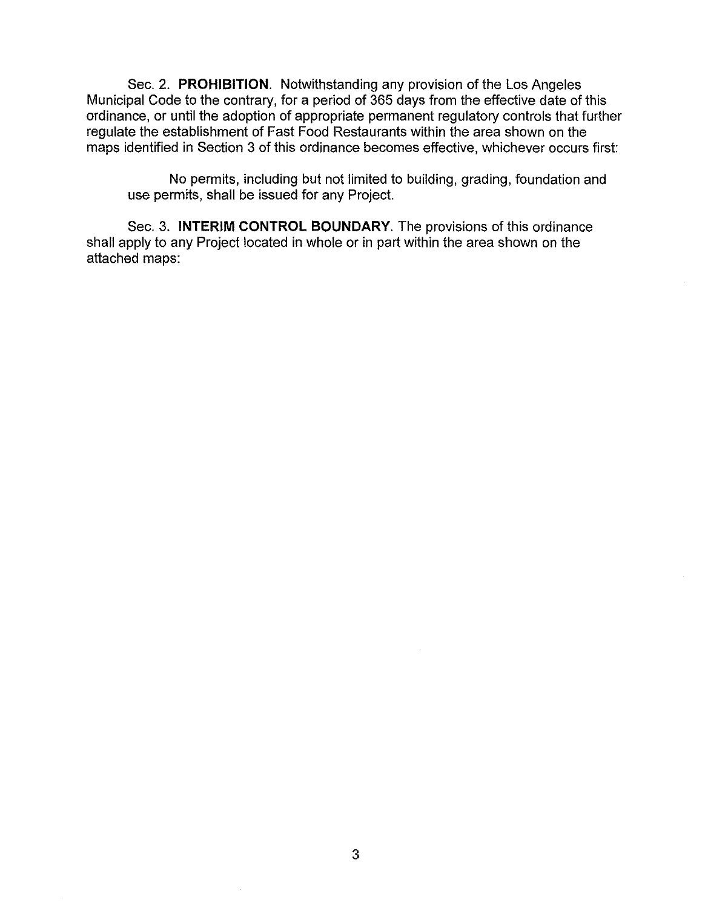Sec. 2. **PROHIBITION**. Notwithstanding any provision of the Los Angeles Municipal Code to the contrary, for a period of 365 days from the effective date of this ordinance, or until the adoption of appropriate permanent regulatory controls that further regulate the establishment of Fast Food Restaurants within the area shown on the maps identified in Section 3 of this ordinance becomes effective, whichever occurs first:

No permits, including but not limited to building, grading, foundation and use permits, shall be issued for any Project.

Sec. 3. **INTERIM CONTROL BOUNDARY**. The provisions of this ordinance shall apply to any Project located in whole or in part within the area shown on the attached maps: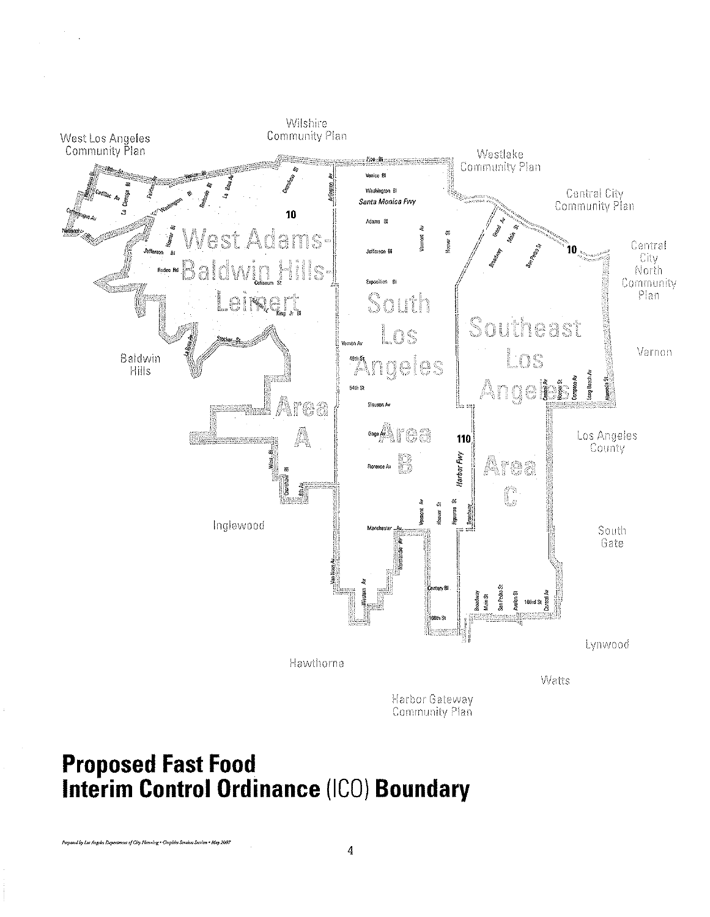# Proposed Fast Food Interim Control Ordinance (ICO) Boundary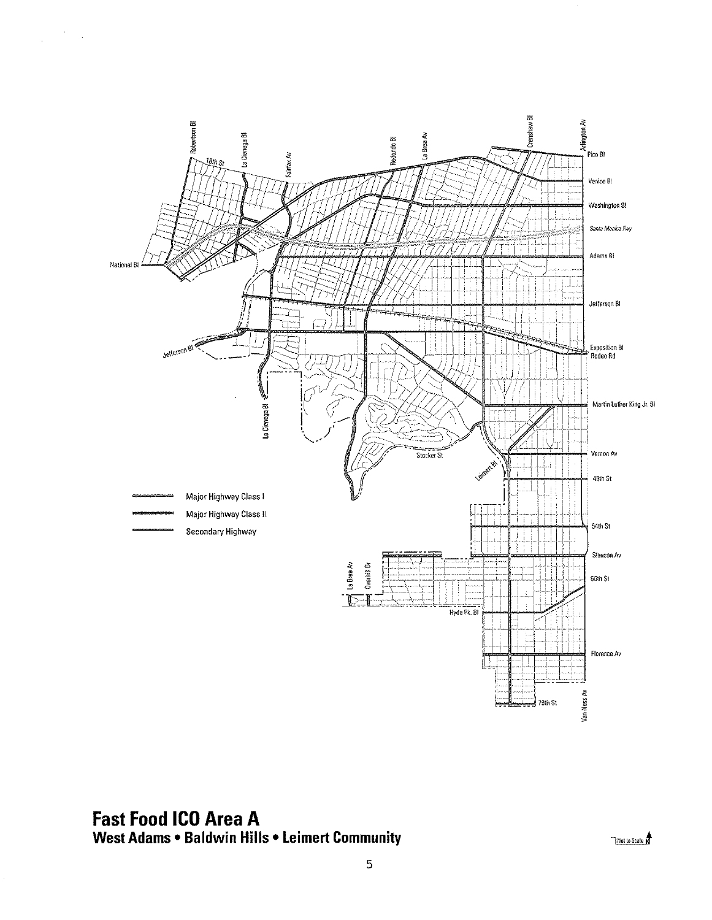Major Highway Class I

Major Highway Class II

Secondary Highway

# Fast Food ICO Area A

## West Adams • Baldwin Hills • Leimert Community

Not to Scale N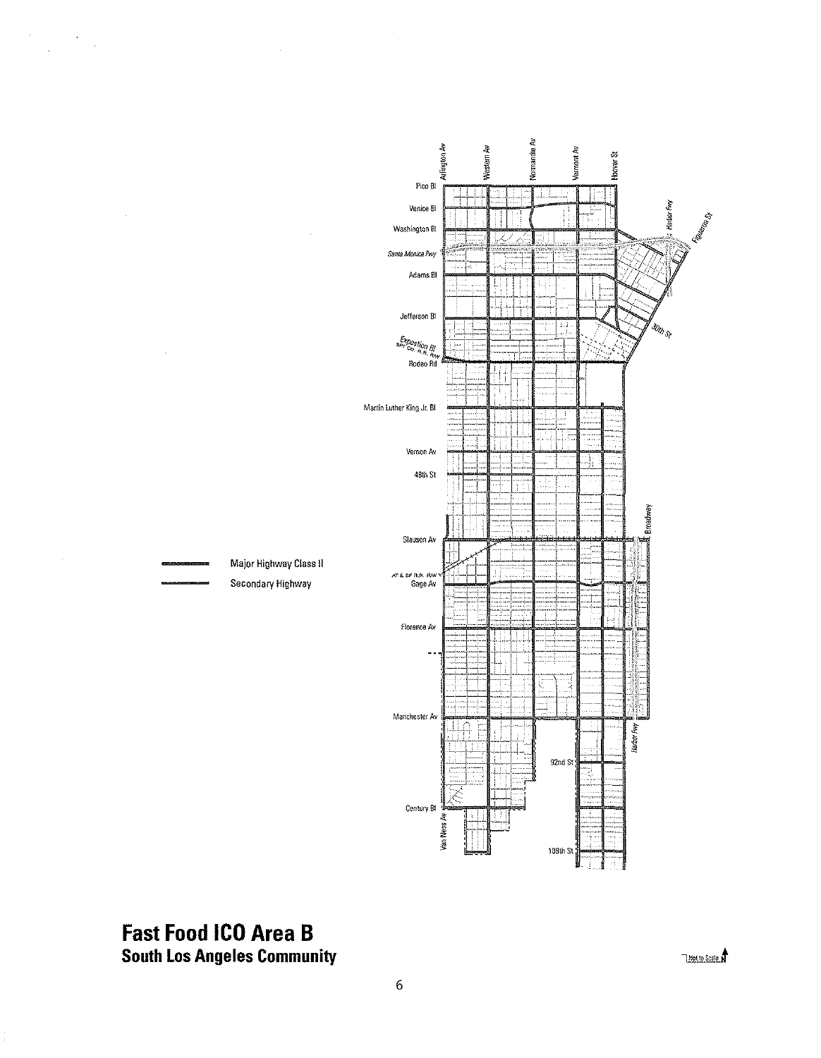Major Highway Class II

Secondary Highway

# Fast Food ICO Area B

## South Los Angeles Community

Not to Scale N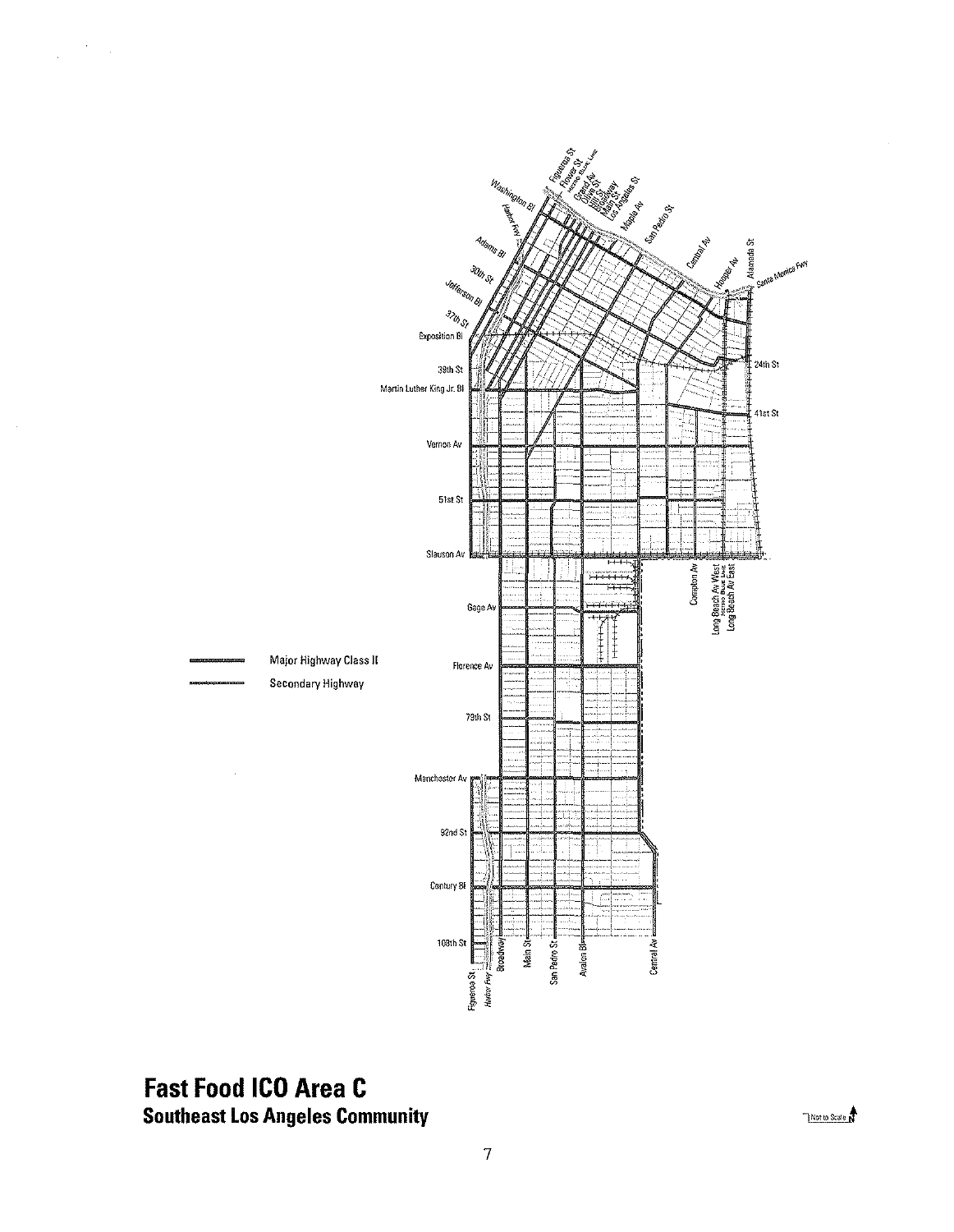Major Highway Class II

Secondary Highway

# Fast Food ICO Area C

## Southeast Los Angeles Community

Not to Scale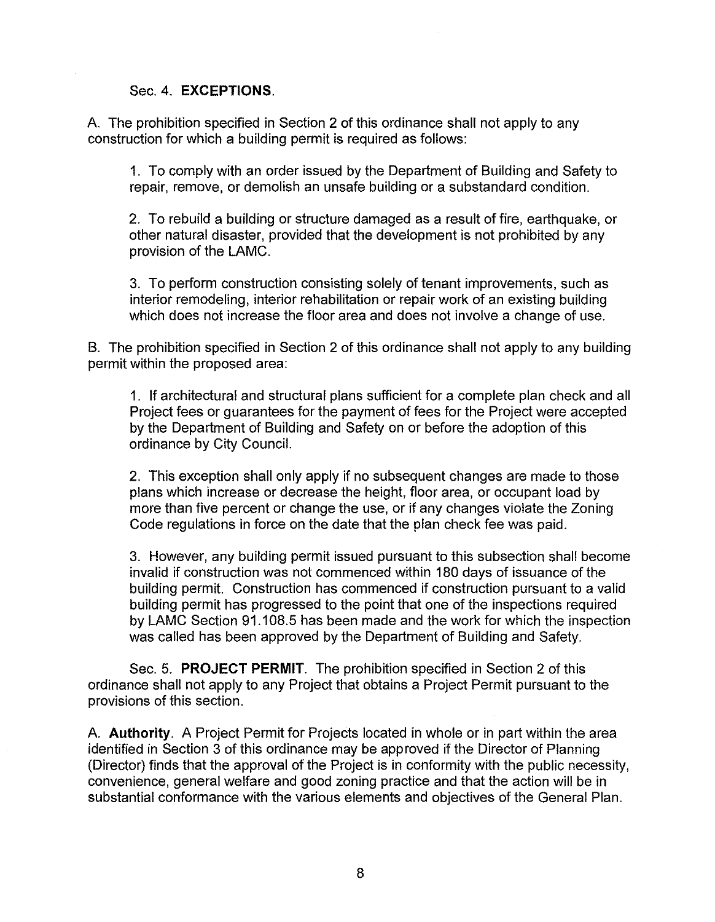Sec. 4. **EXCEPTIONS**.

A. The prohibition specified in Section 2 of this ordinance shall not apply to any construction for which a building permit is required as follows:

1. To comply with an order issued by the Department of Building and Safety to repair, remove, or demolish an unsafe building or a substandard condition.

2. To rebuild a building or structure damaged as a result of fire, earthquake, or other natural disaster, provided that the development is not prohibited by any provision of the LAMC.

3. To perform construction consisting solely of tenant improvements, such as interior remodeling, interior rehabilitation or repair work of an existing building which does not increase the floor area and does not involve a change of use.

B. The prohibition specified in Section 2 of this ordinance shall not apply to any building permit within the proposed area:

1. If architectural and structural plans sufficient for a complete plan check and all Project fees or guarantees for the payment of fees for the Project were accepted by the Department of Building and Safety on or before the adoption of this ordinance by City Council.

2. This exception shall only apply if no subsequent changes are made to those plans which increase or decrease the height, floor area, or occupant load by more than five percent or change the use, or if any changes violate the Zoning Code regulations in force on the date that the plan check fee was paid.

3. However, any building permit issued pursuant to this subsection shall become invalid if construction was not commenced within 180 days of issuance of the building permit. Construction has commenced if construction pursuant to a valid building permit has progressed to the point that one of the inspections required by LAMC Section 91.108.5 has been made and the work for which the inspection was called has been approved by the Department of Building and Safety.

Sec. 5. **PROJECT PERMIT**. The prohibition specified in Section 2 of this ordinance shall not apply to any Project that obtains a Project Permit pursuant to the provisions of this section.

A. **Authority**. A Project Permit for Projects located in whole or in part within the area identified in Section 3 of this ordinance may be approved if the Director of Planning (Director) finds that the approval of the Project is in conformity with the public necessity, convenience, general welfare and good zoning practice and that the action will be in substantial conformance with the various elements and objectives of the General Plan.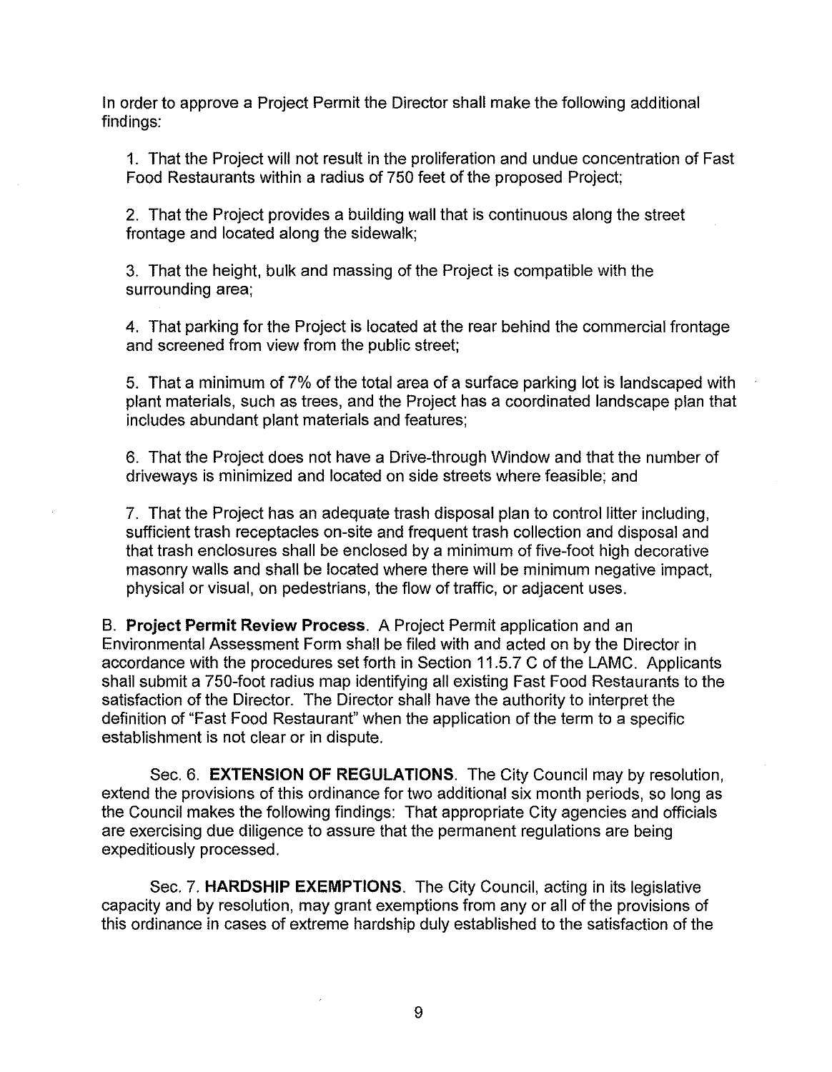In order to approve a Project Permit the Director shall make the following additional findings:

1. That the Project will not result in the proliferation and undue concentration of Fast Food Restaurants within a radius of 750 feet of the proposed Project;

2. That the Project provides a building wall that is continuous along the street frontage and located along the sidewalk;

3. That the height, bulk and massing of the Project is compatible with the surrounding area;

4. That parking for the Project is located at the rear behind the commercial frontage and screened from view from the public street;

5. That a minimum of 7% of the total area of a surface parking lot is landscaped with plant materials, such as trees, and the Project has a coordinated landscape plan that includes abundant plant materials and features;

6. That the Project does not have a Drive-through Window and that the number of driveways is minimized and located on side streets where feasible; and

7. That the Project has an adequate trash disposal plan to control litter including, sufficient trash receptacles on-site and frequent trash collection and disposal and that trash enclosures shall be enclosed by a minimum of five-foot high decorative masonry walls and shall be located where there will be minimum negative impact, physical or visual, on pedestrians, the flow of traffic, or adjacent uses.

B. **Project Permit Review Process**. A Project Permit application and an Environmental Assessment Form shall be filed with and acted on by the Director in accordance with the procedures set forth in Section 11.5.7 C of the LAMC. Applicants shall submit a 750-foot radius map identifying all existing Fast Food Restaurants to the satisfaction of the Director. The Director shall have the authority to interpret the definition of "Fast Food Restaurant" when the application of the term to a specific establishment is not clear or in dispute.

Sec. 6. **EXTENSION OF REGULATIONS**. The City Council may by resolution, extend the provisions of this ordinance for two additional six month periods, so long as the Council makes the following findings: That appropriate City agencies and officials are exercising due diligence to assure that the permanent regulations are being expeditiously processed.

Sec. 7. **HARDSHIP EXEMPTIONS**. The City Council, acting in its legislative capacity and by resolution, may grant exemptions from any or all of the provisions of this ordinance in cases of extreme hardship duly established to the satisfaction of the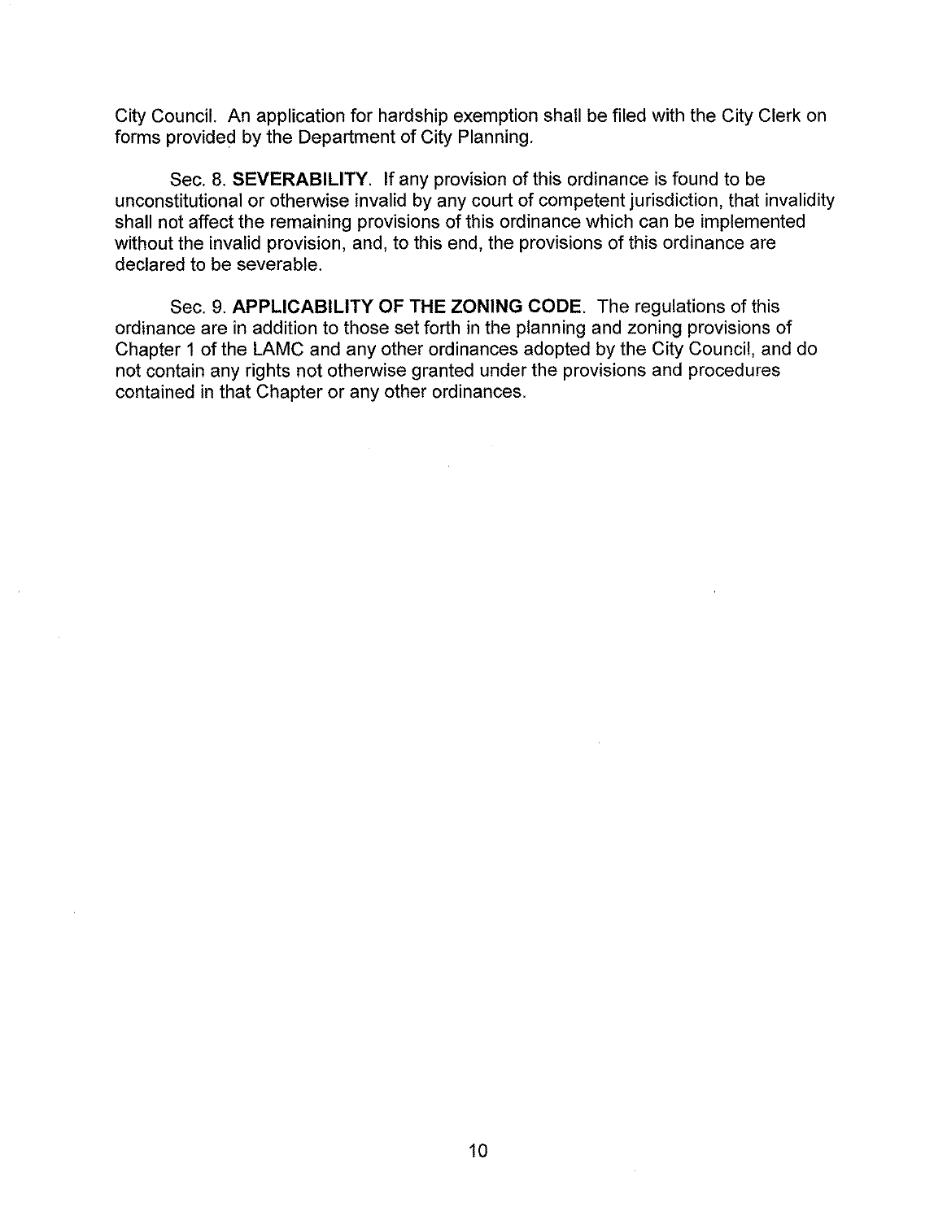City Council. An application for hardship exemption shall be filed with the City Clerk on forms provided by the Department of City Planning.

Sec. 8. **SEVERABILITY**. If any provision of this ordinance is found to be unconstitutional or otherwise invalid by any court of competent jurisdiction, that invalidity shall not affect the remaining provisions of this ordinance which can be implemented without the invalid provision, and, to this end, the provisions of this ordinance are declared to be severable.

Sec. 9. **APPLICABILITY OF THE ZONING CODE**. The regulations of this ordinance are in addition to those set forth in the planning and zoning provisions of Chapter 1 of the LAMC and any other ordinances adopted by the City Council, and do not contain any rights not otherwise granted under the provisions and procedures contained in that Chapter or any other ordinances.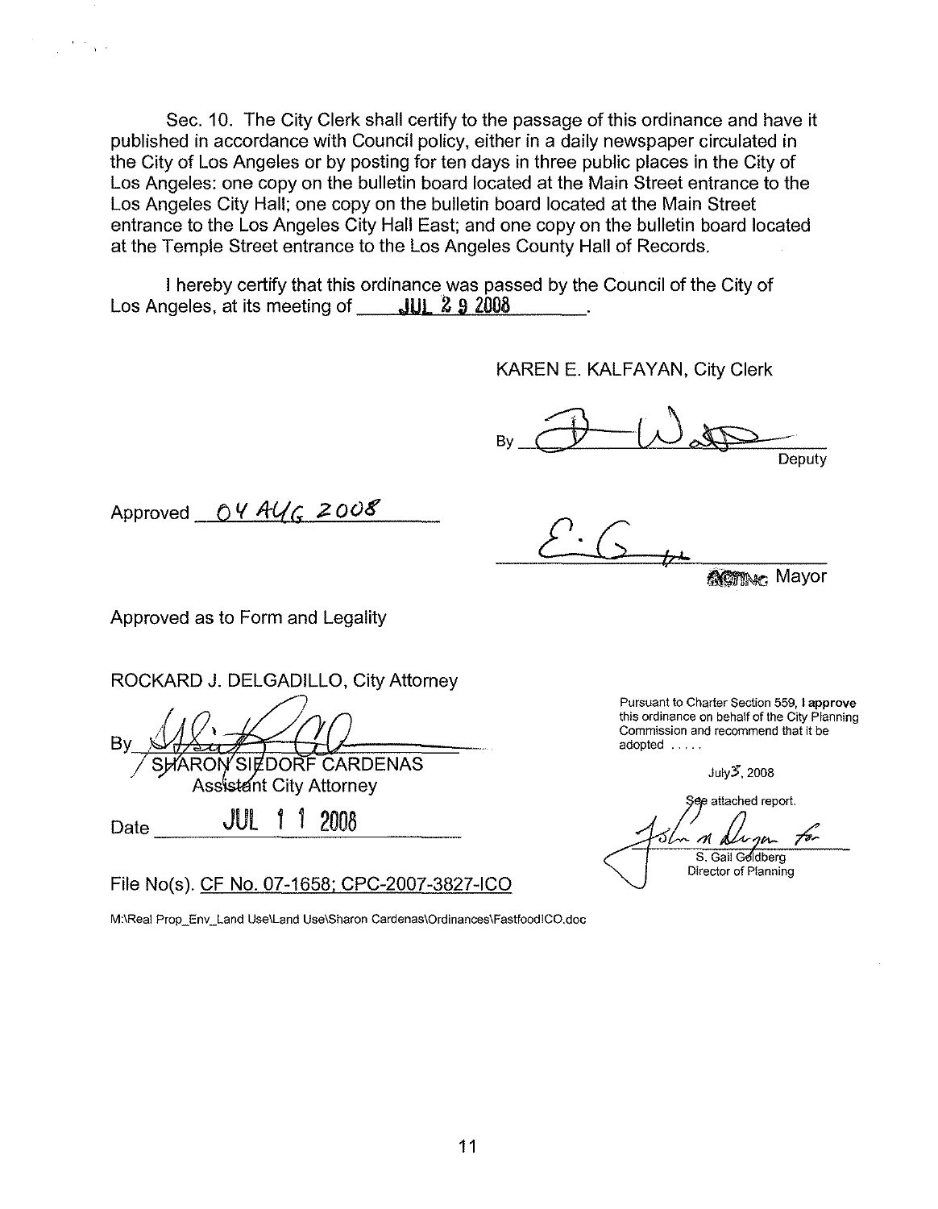Sec. 10. The City Clerk shall certify to the passage of this ordinance and have it published in accordance with Council policy, either in a daily newspaper circulated in the City of Los Angeles or by posting for ten days in three public places in the City of Los Angeles: one copy on the bulletin board located at the Main Street entrance to the Los Angeles City Hall; one copy on the bulletin board located at the Main Street entrance to the Los Angeles City Hall East; and one copy on the bulletin board located at the Temple Street entrance to the Los Angeles County Hall of Records.

I hereby certify that this ordinance was passed by the Council of the City of Los Angeles, at its meeting of JUL 29 2008.

KAREN E. KALFAYAN, City Clerk

By ______________________ Deputy

Approved 04 AUG 2008

______________________ ACTING Mayor

Approved as to Form and Legality

ROCKARD J. DELGADILLO, City Attorney

By ______________________
SHARON SIEDORF CARDENAS
Assistant City Attorney

Date JUL 11 2008

File No(s). CF No. 07-1658; CPC-2007-3827-ICO

M:\Real Prop_Env_Land Use\Land Use\Sharon Cardenas\Ordinances\FastfoodICO.doc

Pursuant to Charter Section 559, I **approve** this ordinance on behalf of the City Planning Commission and recommend that it be adopted .....

July 3, 2008

See attached report.

______________________ for
S. Gail Goldberg
Director of Planning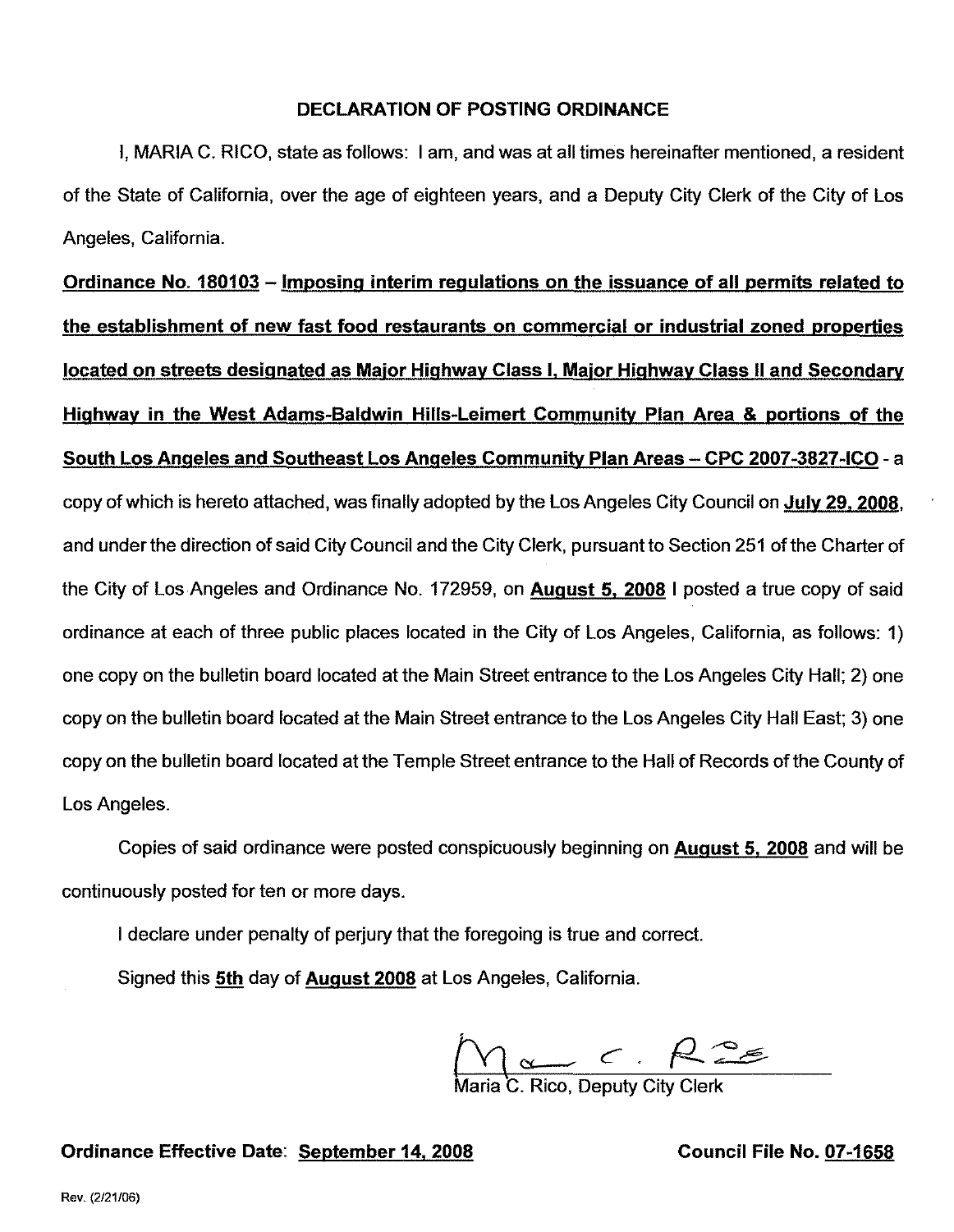# DECLARATION OF POSTING ORDINANCE

I, MARIA C. RICO, state as follows: I am, and was at all times hereinafter mentioned, a resident of the State of California, over the age of eighteen years, and a Deputy City Clerk of the City of Los Angeles, California.

**Ordinance No. 180103 – Imposing interim regulations on the issuance of all permits related to the establishment of new fast food restaurants on commercial or industrial zoned properties located on streets designated as Major Highway Class I, Major Highway Class II and Secondary Highway in the West Adams-Baldwin Hills-Leimert Community Plan Area & portions of the South Los Angeles and Southeast Los Angeles Community Plan Areas – CPC 2007-3827-ICO** - a copy of which is hereto attached, was finally adopted by the Los Angeles City Council on **July 29, 2008**, and under the direction of said City Council and the City Clerk, pursuant to Section 251 of the Charter of the City of Los Angeles and Ordinance No. 172959, on **August 5, 2008** I posted a true copy of said ordinance at each of three public places located in the City of Los Angeles, California, as follows: 1) one copy on the bulletin board located at the Main Street entrance to the Los Angeles City Hall; 2) one copy on the bulletin board located at the Main Street entrance to the Los Angeles City Hall East; 3) one copy on the bulletin board located at the Temple Street entrance to the Hall of Records of the County of Los Angeles.

Copies of said ordinance were posted conspicuously beginning on **August 5, 2008** and will be continuously posted for ten or more days.

I declare under penalty of perjury that the foregoing is true and correct.

Signed this **5th** day of **August 2008** at Los Angeles, California.

Maria C. Rico, Deputy City Clerk

**Ordinance Effective Date: September 14, 2008**

**Council File No. 07-1658**

Rev. (2/21/06)